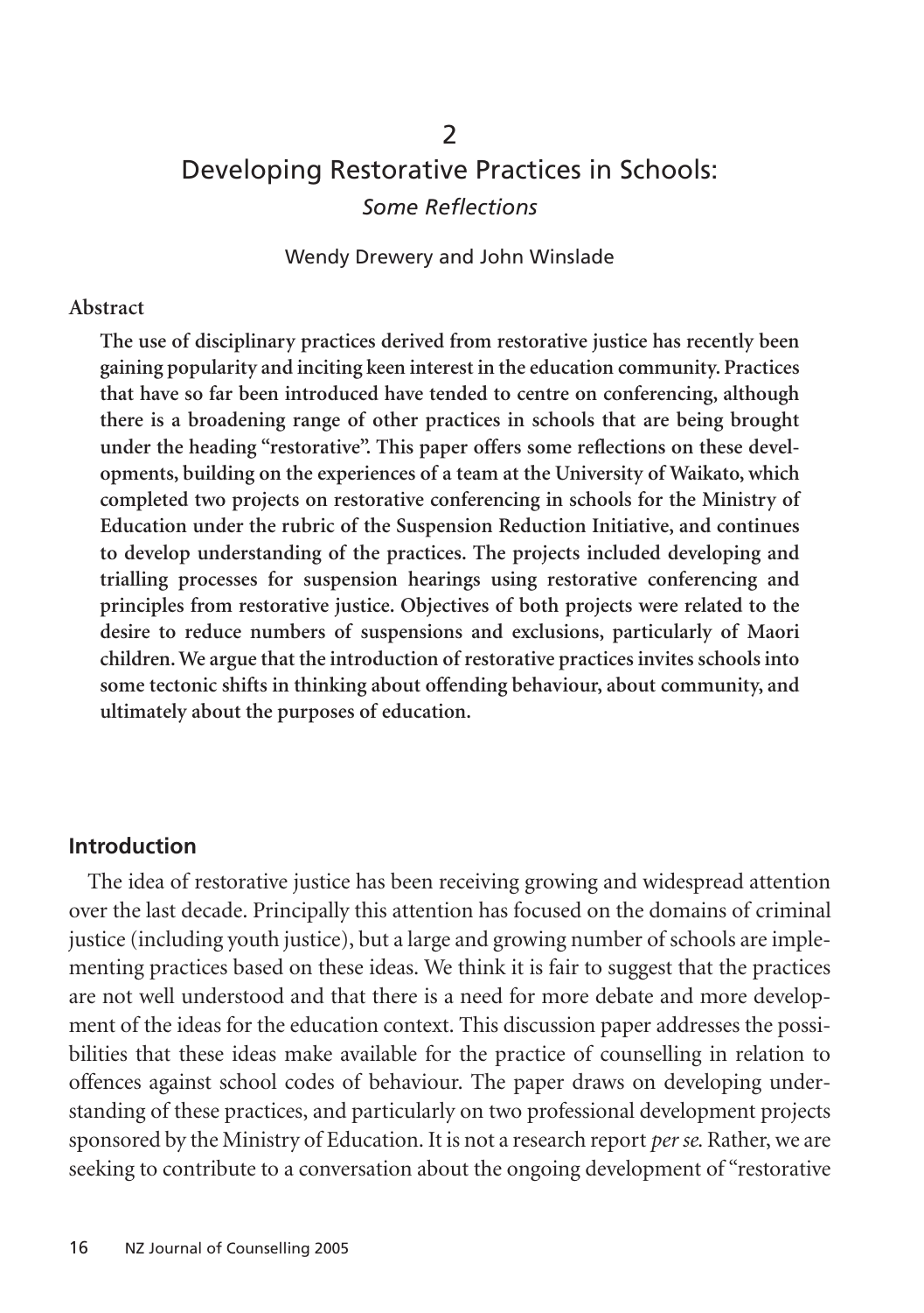# 2

# Developing Restorative Practices in Schools:
*Some Reflections*

Wendy Drewery and John Winslade

**Abstract**

**The use of disciplinary practices derived from restorative justice has recently been gaining popularity and inciting keen interest in the education community. Practices that have so far been introduced have tended to centre on conferencing, although there is a broadening range of other practices in schools that are being brought under the heading "restorative". This paper offers some reflections on these developments, building on the experiences of a team at the University of Waikato, which completed two projects on restorative conferencing in schools for the Ministry of Education under the rubric of the Suspension Reduction Initiative, and continues to develop understanding of the practices. The projects included developing and trialling processes for suspension hearings using restorative conferencing and principles from restorative justice. Objectives of both projects were related to the desire to reduce numbers of suspensions and exclusions, particularly of Maori children. We argue that the introduction of restorative practices invites schools into some tectonic shifts in thinking about offending behaviour, about community, and ultimately about the purposes of education.**

## Introduction

The idea of restorative justice has been receiving growing and widespread attention over the last decade. Principally this attention has focused on the domains of criminal justice (including youth justice), but a large and growing number of schools are implementing practices based on these ideas. We think it is fair to suggest that the practices are not well understood and that there is a need for more debate and more development of the ideas for the education context. This discussion paper addresses the possibilities that these ideas make available for the practice of counselling in relation to offences against school codes of behaviour. The paper draws on developing understanding of these practices, and particularly on two professional development projects sponsored by the Ministry of Education. It is not a research report *per se*. Rather, we are seeking to contribute to a conversation about the ongoing development of "restorative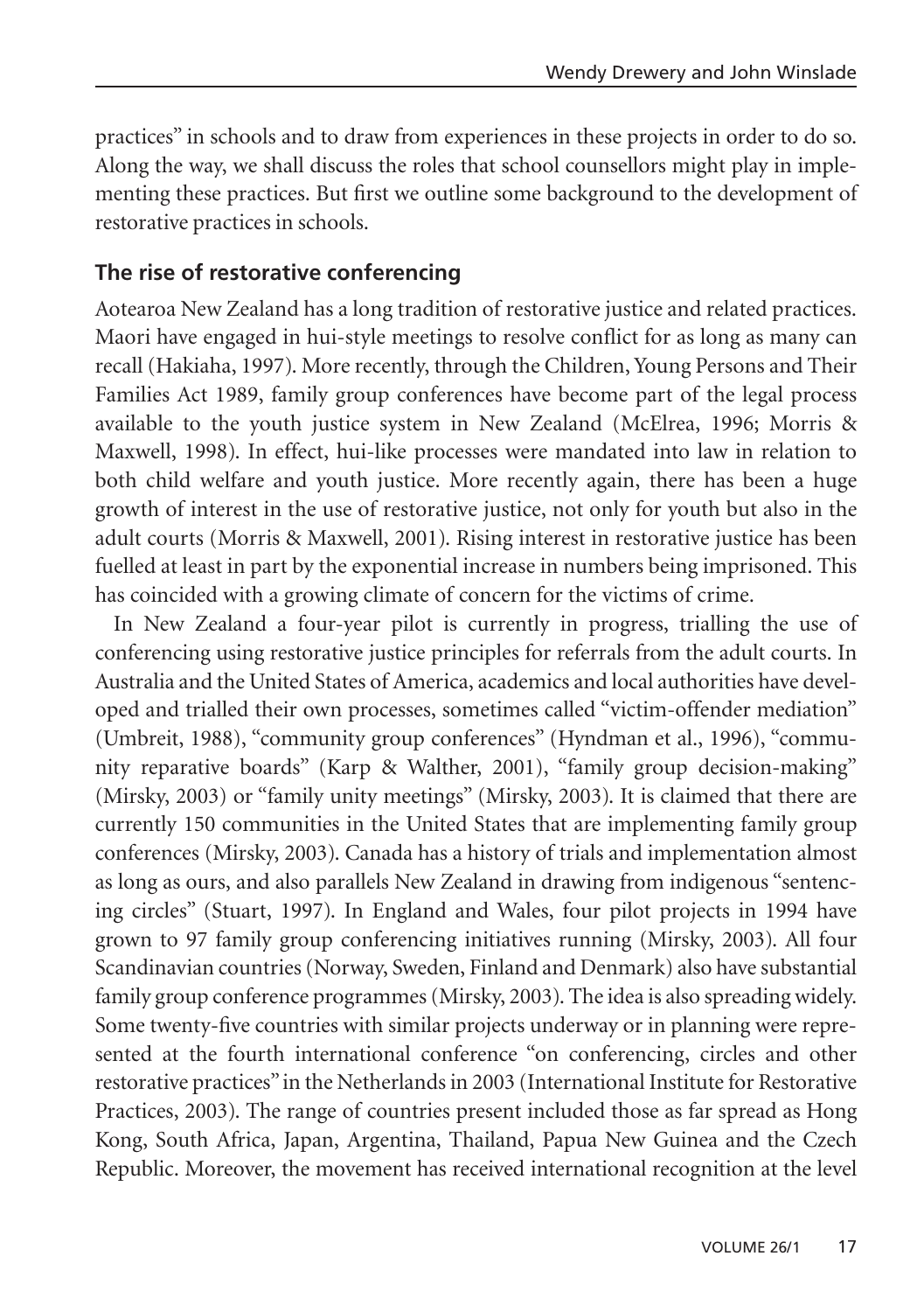practices" in schools and to draw from experiences in these projects in order to do so. Along the way, we shall discuss the roles that school counsellors might play in implementing these practices. But first we outline some background to the development of restorative practices in schools.

## The rise of restorative conferencing

Aotearoa New Zealand has a long tradition of restorative justice and related practices. Maori have engaged in hui-style meetings to resolve conflict for as long as many can recall (Hakiaha, 1997). More recently, through the Children, Young Persons and Their Families Act 1989, family group conferences have become part of the legal process available to the youth justice system in New Zealand (McElrea, 1996; Morris & Maxwell, 1998). In effect, hui-like processes were mandated into law in relation to both child welfare and youth justice. More recently again, there has been a huge growth of interest in the use of restorative justice, not only for youth but also in the adult courts (Morris & Maxwell, 2001). Rising interest in restorative justice has been fuelled at least in part by the exponential increase in numbers being imprisoned. This has coincided with a growing climate of concern for the victims of crime.

In New Zealand a four-year pilot is currently in progress, trialling the use of conferencing using restorative justice principles for referrals from the adult courts. In Australia and the United States of America, academics and local authorities have developed and trialled their own processes, sometimes called "victim-offender mediation" (Umbreit, 1988), "community group conferences" (Hyndman et al., 1996), "community reparative boards" (Karp & Walther, 2001), "family group decision-making" (Mirsky, 2003) or "family unity meetings" (Mirsky, 2003). It is claimed that there are currently 150 communities in the United States that are implementing family group conferences (Mirsky, 2003). Canada has a history of trials and implementation almost as long as ours, and also parallels New Zealand in drawing from indigenous "sentencing circles" (Stuart, 1997). In England and Wales, four pilot projects in 1994 have grown to 97 family group conferencing initiatives running (Mirsky, 2003). All four Scandinavian countries (Norway, Sweden, Finland and Denmark) also have substantial family group conference programmes (Mirsky, 2003). The idea is also spreading widely. Some twenty-five countries with similar projects underway or in planning were represented at the fourth international conference "on conferencing, circles and other restorative practices" in the Netherlands in 2003 (International Institute for Restorative Practices, 2003). The range of countries present included those as far spread as Hong Kong, South Africa, Japan, Argentina, Thailand, Papua New Guinea and the Czech Republic. Moreover, the movement has received international recognition at the level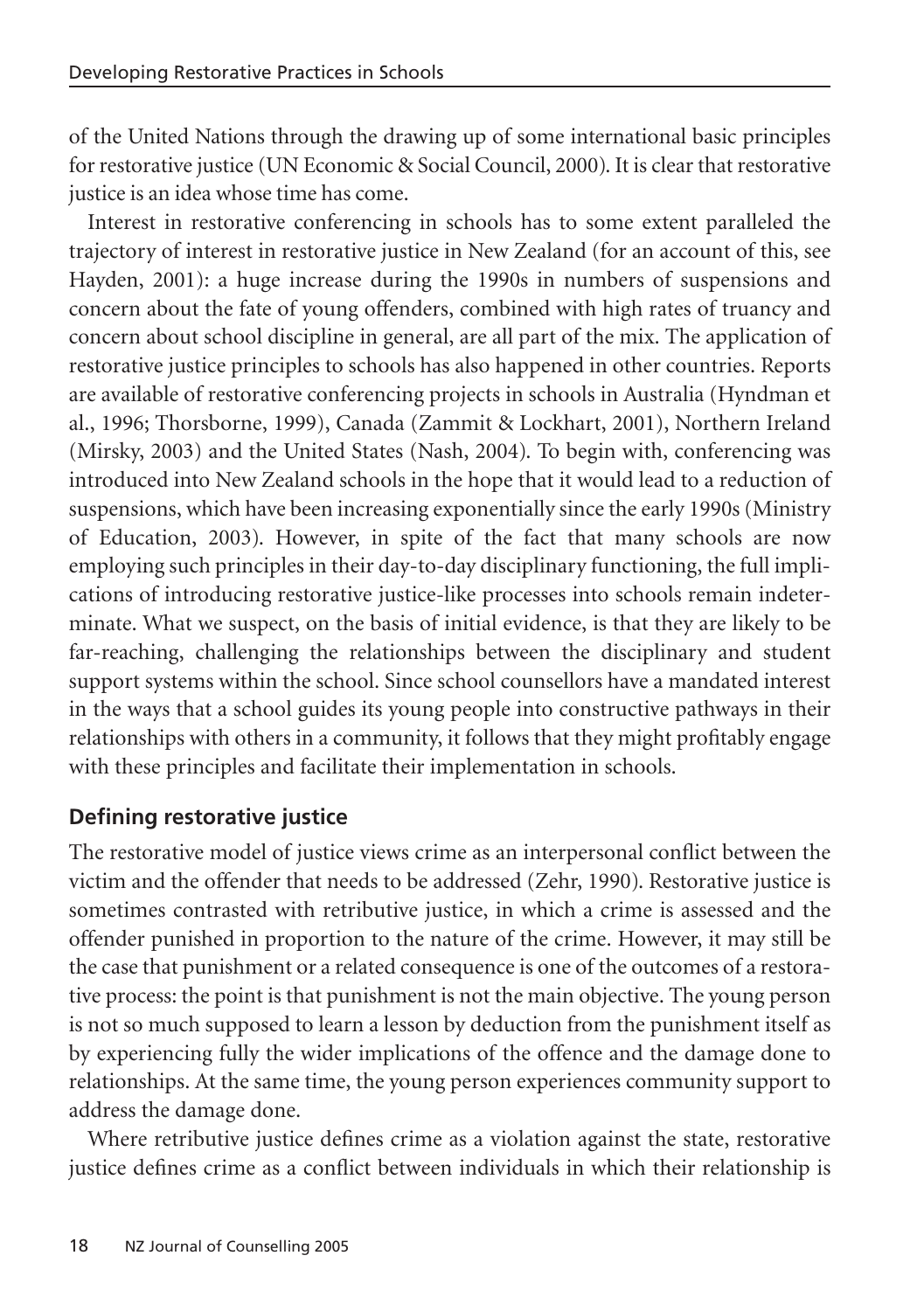of the United Nations through the drawing up of some international basic principles for restorative justice (UN Economic & Social Council, 2000). It is clear that restorative justice is an idea whose time has come.

Interest in restorative conferencing in schools has to some extent paralleled the trajectory of interest in restorative justice in New Zealand (for an account of this, see Hayden, 2001): a huge increase during the 1990s in numbers of suspensions and concern about the fate of young offenders, combined with high rates of truancy and concern about school discipline in general, are all part of the mix. The application of restorative justice principles to schools has also happened in other countries. Reports are available of restorative conferencing projects in schools in Australia (Hyndman et al., 1996; Thorsborne, 1999), Canada (Zammit & Lockhart, 2001), Northern Ireland (Mirsky, 2003) and the United States (Nash, 2004). To begin with, conferencing was introduced into New Zealand schools in the hope that it would lead to a reduction of suspensions, which have been increasing exponentially since the early 1990s (Ministry of Education, 2003). However, in spite of the fact that many schools are now employing such principles in their day-to-day disciplinary functioning, the full implications of introducing restorative justice-like processes into schools remain indeterminate. What we suspect, on the basis of initial evidence, is that they are likely to be far-reaching, challenging the relationships between the disciplinary and student support systems within the school. Since school counsellors have a mandated interest in the ways that a school guides its young people into constructive pathways in their relationships with others in a community, it follows that they might profitably engage with these principles and facilitate their implementation in schools.

## Defining restorative justice

The restorative model of justice views crime as an interpersonal conflict between the victim and the offender that needs to be addressed (Zehr, 1990). Restorative justice is sometimes contrasted with retributive justice, in which a crime is assessed and the offender punished in proportion to the nature of the crime. However, it may still be the case that punishment or a related consequence is one of the outcomes of a restorative process: the point is that punishment is not the main objective. The young person is not so much supposed to learn a lesson by deduction from the punishment itself as by experiencing fully the wider implications of the offence and the damage done to relationships. At the same time, the young person experiences community support to address the damage done.

Where retributive justice defines crime as a violation against the state, restorative justice defines crime as a conflict between individuals in which their relationship is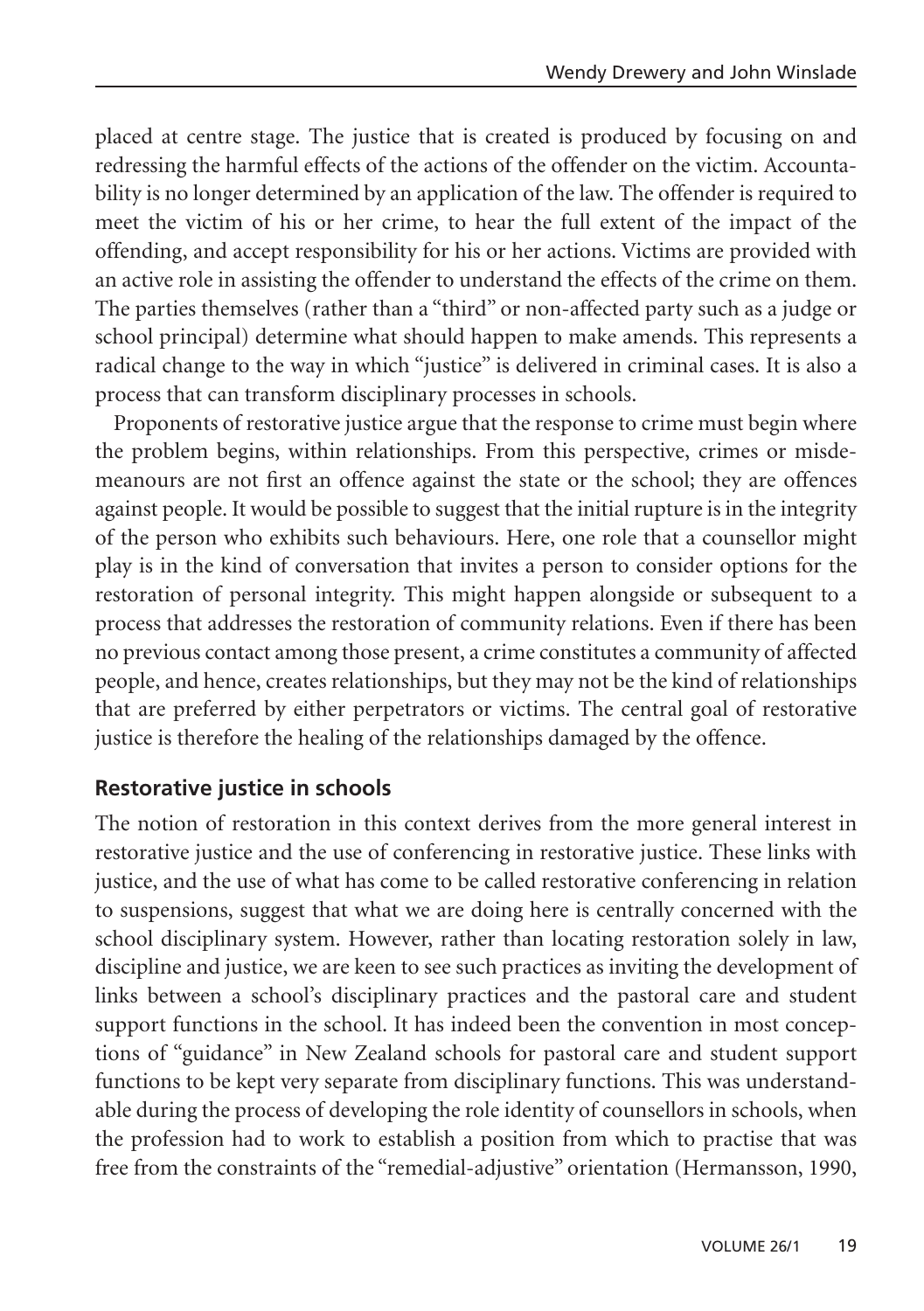placed at centre stage. The justice that is created is produced by focusing on and redressing the harmful effects of the actions of the offender on the victim. Accountability is no longer determined by an application of the law. The offender is required to meet the victim of his or her crime, to hear the full extent of the impact of the offending, and accept responsibility for his or her actions. Victims are provided with an active role in assisting the offender to understand the effects of the crime on them. The parties themselves (rather than a "third" or non-affected party such as a judge or school principal) determine what should happen to make amends. This represents a radical change to the way in which "justice" is delivered in criminal cases. It is also a process that can transform disciplinary processes in schools.

Proponents of restorative justice argue that the response to crime must begin where the problem begins, within relationships. From this perspective, crimes or misdemeanours are not first an offence against the state or the school; they are offences against people. It would be possible to suggest that the initial rupture is in the integrity of the person who exhibits such behaviours. Here, one role that a counsellor might play is in the kind of conversation that invites a person to consider options for the restoration of personal integrity. This might happen alongside or subsequent to a process that addresses the restoration of community relations. Even if there has been no previous contact among those present, a crime constitutes a community of affected people, and hence, creates relationships, but they may not be the kind of relationships that are preferred by either perpetrators or victims. The central goal of restorative justice is therefore the healing of the relationships damaged by the offence.

## Restorative justice in schools

The notion of restoration in this context derives from the more general interest in restorative justice and the use of conferencing in restorative justice. These links with justice, and the use of what has come to be called restorative conferencing in relation to suspensions, suggest that what we are doing here is centrally concerned with the school disciplinary system. However, rather than locating restoration solely in law, discipline and justice, we are keen to see such practices as inviting the development of links between a school's disciplinary practices and the pastoral care and student support functions in the school. It has indeed been the convention in most conceptions of "guidance" in New Zealand schools for pastoral care and student support functions to be kept very separate from disciplinary functions. This was understandable during the process of developing the role identity of counsellors in schools, when the profession had to work to establish a position from which to practise that was free from the constraints of the "remedial-adjustive" orientation (Hermansson, 1990,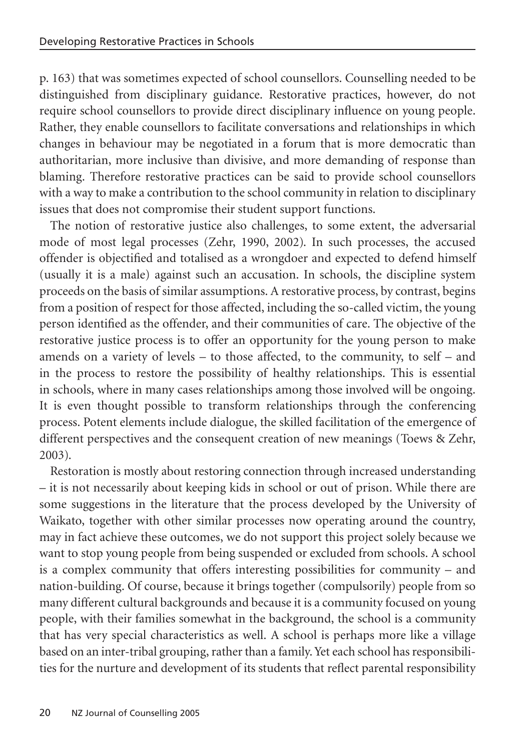p. 163) that was sometimes expected of school counsellors. Counselling needed to be distinguished from disciplinary guidance. Restorative practices, however, do not require school counsellors to provide direct disciplinary influence on young people. Rather, they enable counsellors to facilitate conversations and relationships in which changes in behaviour may be negotiated in a forum that is more democratic than authoritarian, more inclusive than divisive, and more demanding of response than blaming. Therefore restorative practices can be said to provide school counsellors with a way to make a contribution to the school community in relation to disciplinary issues that does not compromise their student support functions.

The notion of restorative justice also challenges, to some extent, the adversarial mode of most legal processes (Zehr, 1990, 2002). In such processes, the accused offender is objectified and totalised as a wrongdoer and expected to defend himself (usually it is a male) against such an accusation. In schools, the discipline system proceeds on the basis of similar assumptions. A restorative process, by contrast, begins from a position of respect for those affected, including the so-called victim, the young person identified as the offender, and their communities of care. The objective of the restorative justice process is to offer an opportunity for the young person to make amends on a variety of levels – to those affected, to the community, to self – and in the process to restore the possibility of healthy relationships. This is essential in schools, where in many cases relationships among those involved will be ongoing. It is even thought possible to transform relationships through the conferencing process. Potent elements include dialogue, the skilled facilitation of the emergence of different perspectives and the consequent creation of new meanings (Toews & Zehr, 2003).

Restoration is mostly about restoring connection through increased understanding – it is not necessarily about keeping kids in school or out of prison. While there are some suggestions in the literature that the process developed by the University of Waikato, together with other similar processes now operating around the country, may in fact achieve these outcomes, we do not support this project solely because we want to stop young people from being suspended or excluded from schools. A school is a complex community that offers interesting possibilities for community – and nation-building. Of course, because it brings together (compulsorily) people from so many different cultural backgrounds and because it is a community focused on young people, with their families somewhat in the background, the school is a community that has very special characteristics as well. A school is perhaps more like a village based on an inter-tribal grouping, rather than a family. Yet each school has responsibilities for the nurture and development of its students that reflect parental responsibility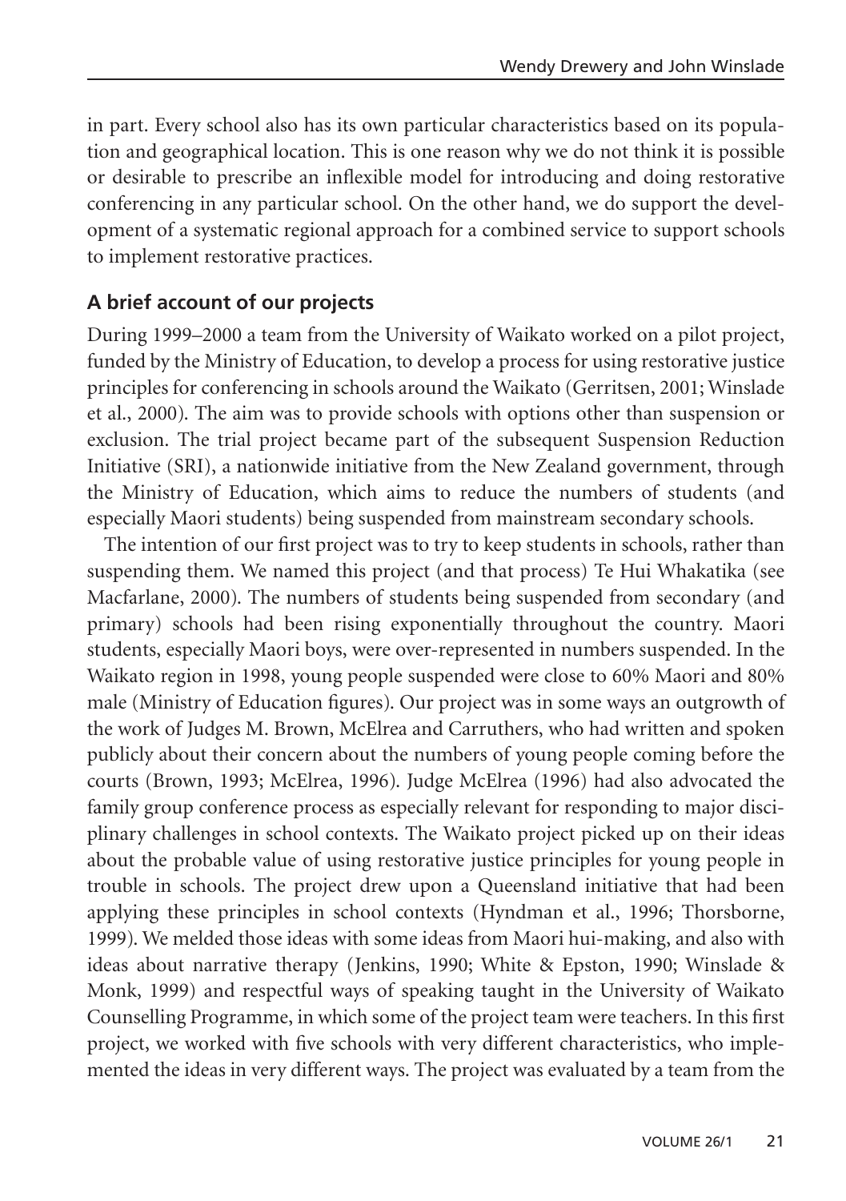in part. Every school also has its own particular characteristics based on its population and geographical location. This is one reason why we do not think it is possible or desirable to prescribe an inflexible model for introducing and doing restorative conferencing in any particular school. On the other hand, we do support the development of a systematic regional approach for a combined service to support schools to implement restorative practices.

### A brief account of our projects

During 1999–2000 a team from the University of Waikato worked on a pilot project, funded by the Ministry of Education, to develop a process for using restorative justice principles for conferencing in schools around the Waikato (Gerritsen, 2001; Winslade et al., 2000). The aim was to provide schools with options other than suspension or exclusion. The trial project became part of the subsequent Suspension Reduction Initiative (SRI), a nationwide initiative from the New Zealand government, through the Ministry of Education, which aims to reduce the numbers of students (and especially Maori students) being suspended from mainstream secondary schools.

The intention of our first project was to try to keep students in schools, rather than suspending them. We named this project (and that process) Te Hui Whakatika (see Macfarlane, 2000). The numbers of students being suspended from secondary (and primary) schools had been rising exponentially throughout the country. Maori students, especially Maori boys, were over-represented in numbers suspended. In the Waikato region in 1998, young people suspended were close to 60% Maori and 80% male (Ministry of Education figures). Our project was in some ways an outgrowth of the work of Judges M. Brown, McElrea and Carruthers, who had written and spoken publicly about their concern about the numbers of young people coming before the courts (Brown, 1993; McElrea, 1996). Judge McElrea (1996) had also advocated the family group conference process as especially relevant for responding to major disciplinary challenges in school contexts. The Waikato project picked up on their ideas about the probable value of using restorative justice principles for young people in trouble in schools. The project drew upon a Queensland initiative that had been applying these principles in school contexts (Hyndman et al., 1996; Thorsborne, 1999). We melded those ideas with some ideas from Maori hui-making, and also with ideas about narrative therapy (Jenkins, 1990; White & Epston, 1990; Winslade & Monk, 1999) and respectful ways of speaking taught in the University of Waikato Counselling Programme, in which some of the project team were teachers. In this first project, we worked with five schools with very different characteristics, who implemented the ideas in very different ways. The project was evaluated by a team from the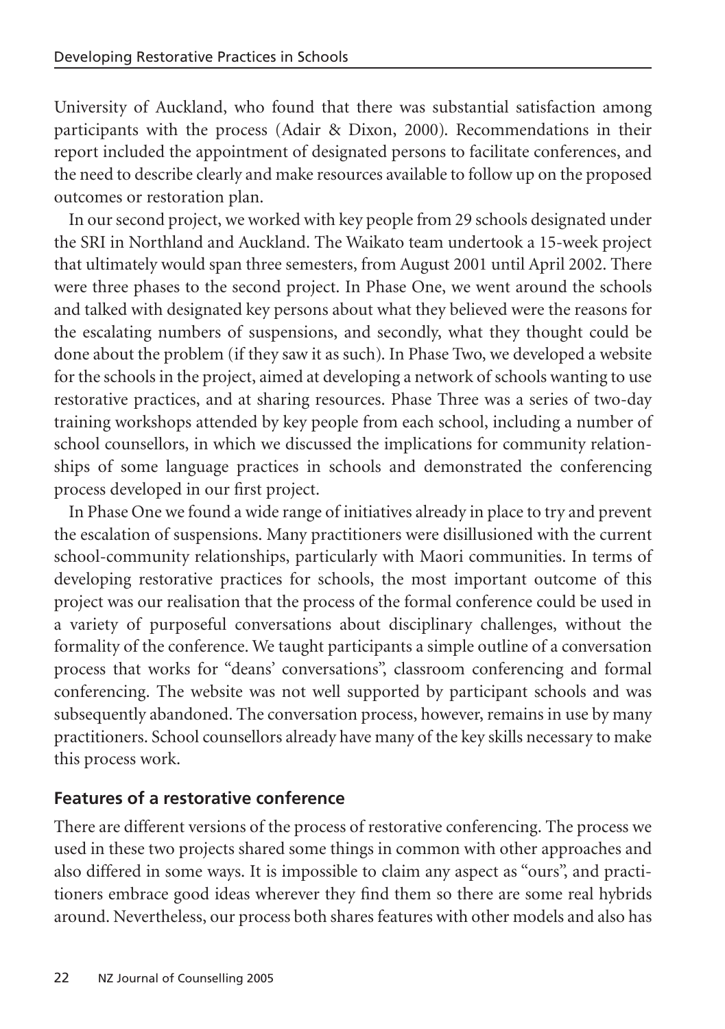University of Auckland, who found that there was substantial satisfaction among participants with the process (Adair & Dixon, 2000). Recommendations in their report included the appointment of designated persons to facilitate conferences, and the need to describe clearly and make resources available to follow up on the proposed outcomes or restoration plan.

In our second project, we worked with key people from 29 schools designated under the SRI in Northland and Auckland. The Waikato team undertook a 15-week project that ultimately would span three semesters, from August 2001 until April 2002. There were three phases to the second project. In Phase One, we went around the schools and talked with designated key persons about what they believed were the reasons for the escalating numbers of suspensions, and secondly, what they thought could be done about the problem (if they saw it as such). In Phase Two, we developed a website for the schools in the project, aimed at developing a network of schools wanting to use restorative practices, and at sharing resources. Phase Three was a series of two-day training workshops attended by key people from each school, including a number of school counsellors, in which we discussed the implications for community relationships of some language practices in schools and demonstrated the conferencing process developed in our first project.

In Phase One we found a wide range of initiatives already in place to try and prevent the escalation of suspensions. Many practitioners were disillusioned with the current school-community relationships, particularly with Maori communities. In terms of developing restorative practices for schools, the most important outcome of this project was our realisation that the process of the formal conference could be used in a variety of purposeful conversations about disciplinary challenges, without the formality of the conference. We taught participants a simple outline of a conversation process that works for "deans' conversations", classroom conferencing and formal conferencing. The website was not well supported by participant schools and was subsequently abandoned. The conversation process, however, remains in use by many practitioners. School counsellors already have many of the key skills necessary to make this process work.

## Features of a restorative conference

There are different versions of the process of restorative conferencing. The process we used in these two projects shared some things in common with other approaches and also differed in some ways. It is impossible to claim any aspect as "ours", and practitioners embrace good ideas wherever they find them so there are some real hybrids around. Nevertheless, our process both shares features with other models and also has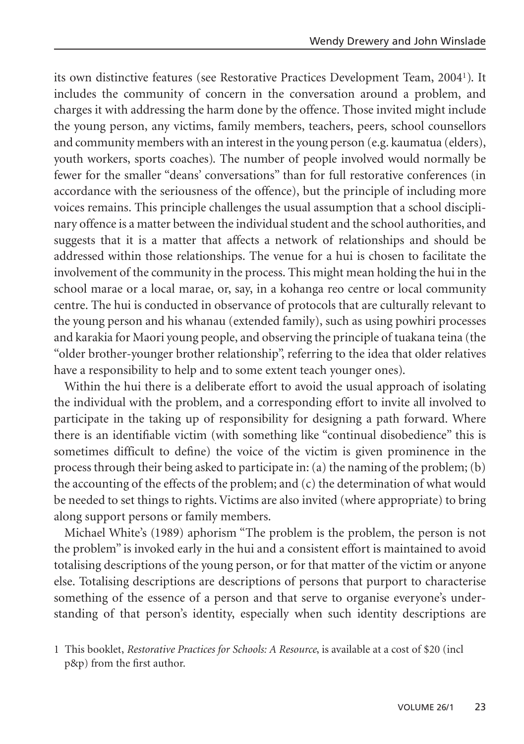its own distinctive features (see Restorative Practices Development Team, 2004[1]). It includes the community of concern in the conversation around a problem, and charges it with addressing the harm done by the offence. Those invited might include the young person, any victims, family members, teachers, peers, school counsellors and community members with an interest in the young person (e.g. kaumatua (elders), youth workers, sports coaches). The number of people involved would normally be fewer for the smaller "deans' conversations" than for full restorative conferences (in accordance with the seriousness of the offence), but the principle of including more voices remains. This principle challenges the usual assumption that a school disciplinary offence is a matter between the individual student and the school authorities, and suggests that it is a matter that affects a network of relationships and should be addressed within those relationships. The venue for a hui is chosen to facilitate the involvement of the community in the process. This might mean holding the hui in the school marae or a local marae, or, say, in a kohanga reo centre or local community centre. The hui is conducted in observance of protocols that are culturally relevant to the young person and his whanau (extended family), such as using powhiri processes and karakia for Maori young people, and observing the principle of tuakana teina (the "older brother-younger brother relationship", referring to the idea that older relatives have a responsibility to help and to some extent teach younger ones).

Within the hui there is a deliberate effort to avoid the usual approach of isolating the individual with the problem, and a corresponding effort to invite all involved to participate in the taking up of responsibility for designing a path forward. Where there is an identifiable victim (with something like "continual disobedience" this is sometimes difficult to define) the voice of the victim is given prominence in the process through their being asked to participate in: (a) the naming of the problem; (b) the accounting of the effects of the problem; and (c) the determination of what would be needed to set things to rights. Victims are also invited (where appropriate) to bring along support persons or family members.

Michael White's (1989) aphorism "The problem is the problem, the person is not the problem" is invoked early in the hui and a consistent effort is maintained to avoid totalising descriptions of the young person, or for that matter of the victim or anyone else. Totalising descriptions are descriptions of persons that purport to characterise something of the essence of a person and that serve to organise everyone's understanding of that person's identity, especially when such identity descriptions are

1 This booklet, *Restorative Practices for Schools: A Resource*, is available at a cost of $20 (incl p&p) from the first author.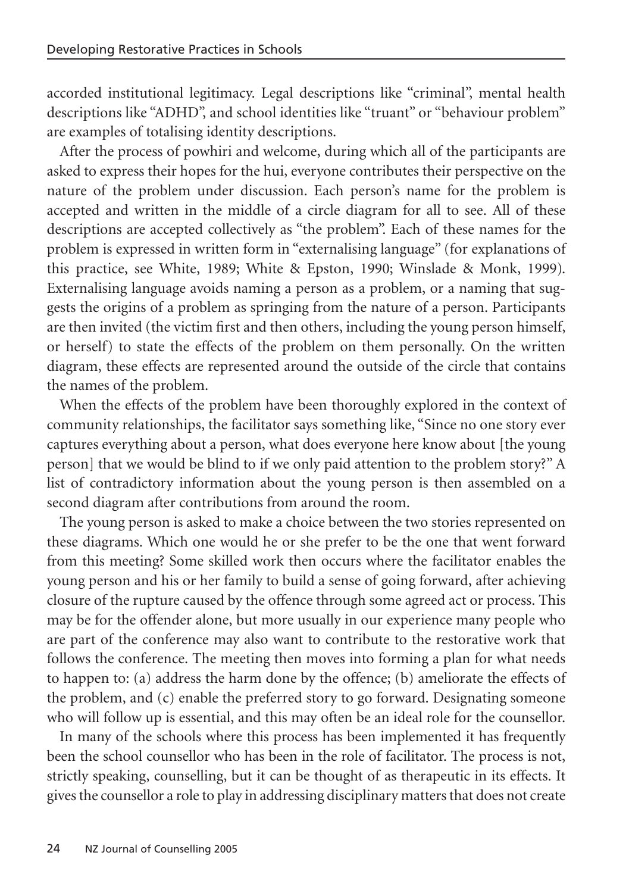accorded institutional legitimacy. Legal descriptions like "criminal", mental health descriptions like "ADHD", and school identities like "truant" or "behaviour problem" are examples of totalising identity descriptions.

After the process of powhiri and welcome, during which all of the participants are asked to express their hopes for the hui, everyone contributes their perspective on the nature of the problem under discussion. Each person's name for the problem is accepted and written in the middle of a circle diagram for all to see. All of these descriptions are accepted collectively as "the problem". Each of these names for the problem is expressed in written form in "externalising language" (for explanations of this practice, see White, 1989; White & Epston, 1990; Winslade & Monk, 1999). Externalising language avoids naming a person as a problem, or a naming that suggests the origins of a problem as springing from the nature of a person. Participants are then invited (the victim first and then others, including the young person himself, or herself) to state the effects of the problem on them personally. On the written diagram, these effects are represented around the outside of the circle that contains the names of the problem.

When the effects of the problem have been thoroughly explored in the context of community relationships, the facilitator says something like, "Since no one story ever captures everything about a person, what does everyone here know about [the young person] that we would be blind to if we only paid attention to the problem story?" A list of contradictory information about the young person is then assembled on a second diagram after contributions from around the room.

The young person is asked to make a choice between the two stories represented on these diagrams. Which one would he or she prefer to be the one that went forward from this meeting? Some skilled work then occurs where the facilitator enables the young person and his or her family to build a sense of going forward, after achieving closure of the rupture caused by the offence through some agreed act or process. This may be for the offender alone, but more usually in our experience many people who are part of the conference may also want to contribute to the restorative work that follows the conference. The meeting then moves into forming a plan for what needs to happen to: (a) address the harm done by the offence; (b) ameliorate the effects of the problem, and (c) enable the preferred story to go forward. Designating someone who will follow up is essential, and this may often be an ideal role for the counsellor.

In many of the schools where this process has been implemented it has frequently been the school counsellor who has been in the role of facilitator. The process is not, strictly speaking, counselling, but it can be thought of as therapeutic in its effects. It gives the counsellor a role to play in addressing disciplinary matters that does not create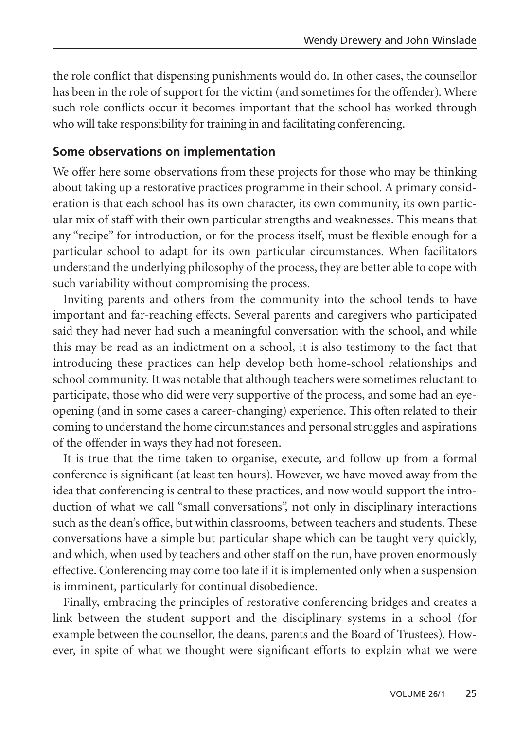the role conflict that dispensing punishments would do. In other cases, the counsellor has been in the role of support for the victim (and sometimes for the offender). Where such role conflicts occur it becomes important that the school has worked through who will take responsibility for training in and facilitating conferencing.

### Some observations on implementation

We offer here some observations from these projects for those who may be thinking about taking up a restorative practices programme in their school. A primary consideration is that each school has its own character, its own community, its own particular mix of staff with their own particular strengths and weaknesses. This means that any "recipe" for introduction, or for the process itself, must be flexible enough for a particular school to adapt for its own particular circumstances. When facilitators understand the underlying philosophy of the process, they are better able to cope with such variability without compromising the process.

Inviting parents and others from the community into the school tends to have important and far-reaching effects. Several parents and caregivers who participated said they had never had such a meaningful conversation with the school, and while this may be read as an indictment on a school, it is also testimony to the fact that introducing these practices can help develop both home-school relationships and school community. It was notable that although teachers were sometimes reluctant to participate, those who did were very supportive of the process, and some had an eye-opening (and in some cases a career-changing) experience. This often related to their coming to understand the home circumstances and personal struggles and aspirations of the offender in ways they had not foreseen.

It is true that the time taken to organise, execute, and follow up from a formal conference is significant (at least ten hours). However, we have moved away from the idea that conferencing is central to these practices, and now would support the introduction of what we call "small conversations", not only in disciplinary interactions such as the dean's office, but within classrooms, between teachers and students. These conversations have a simple but particular shape which can be taught very quickly, and which, when used by teachers and other staff on the run, have proven enormously effective. Conferencing may come too late if it is implemented only when a suspension is imminent, particularly for continual disobedience.

Finally, embracing the principles of restorative conferencing bridges and creates a link between the student support and the disciplinary systems in a school (for example between the counsellor, the deans, parents and the Board of Trustees). However, in spite of what we thought were significant efforts to explain what we were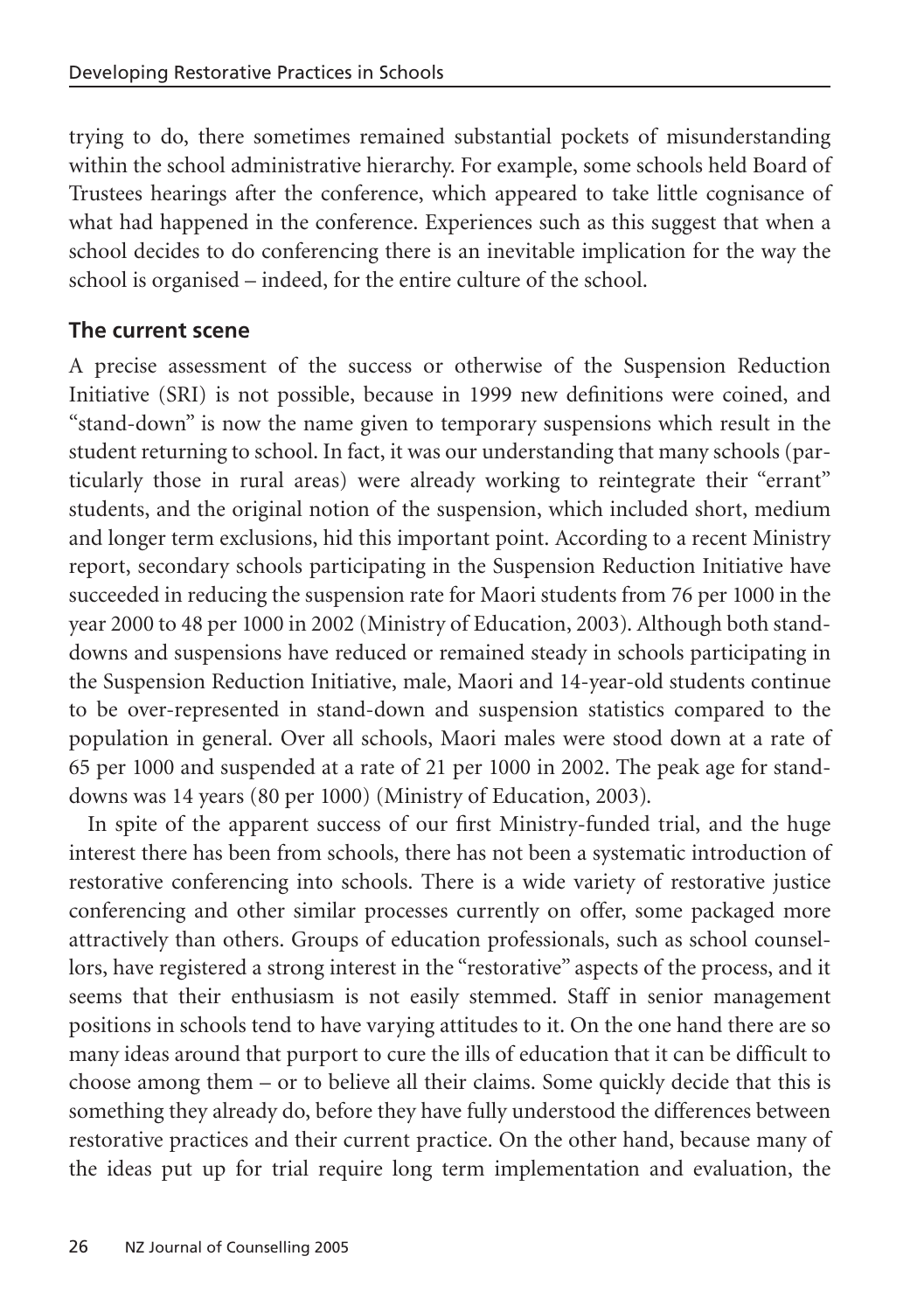trying to do, there sometimes remained substantial pockets of misunderstanding within the school administrative hierarchy. For example, some schools held Board of Trustees hearings after the conference, which appeared to take little cognisance of what had happened in the conference. Experiences such as this suggest that when a school decides to do conferencing there is an inevitable implication for the way the school is organised – indeed, for the entire culture of the school.

## The current scene

A precise assessment of the success or otherwise of the Suspension Reduction Initiative (SRI) is not possible, because in 1999 new definitions were coined, and "stand-down" is now the name given to temporary suspensions which result in the student returning to school. In fact, it was our understanding that many schools (particularly those in rural areas) were already working to reintegrate their "errant" students, and the original notion of the suspension, which included short, medium and longer term exclusions, hid this important point. According to a recent Ministry report, secondary schools participating in the Suspension Reduction Initiative have succeeded in reducing the suspension rate for Maori students from 76 per 1000 in the year 2000 to 48 per 1000 in 2002 (Ministry of Education, 2003). Although both stand-downs and suspensions have reduced or remained steady in schools participating in the Suspension Reduction Initiative, male, Maori and 14-year-old students continue to be over-represented in stand-down and suspension statistics compared to the population in general. Over all schools, Maori males were stood down at a rate of 65 per 1000 and suspended at a rate of 21 per 1000 in 2002. The peak age for stand-downs was 14 years (80 per 1000) (Ministry of Education, 2003).

In spite of the apparent success of our first Ministry-funded trial, and the huge interest there has been from schools, there has not been a systematic introduction of restorative conferencing into schools. There is a wide variety of restorative justice conferencing and other similar processes currently on offer, some packaged more attractively than others. Groups of education professionals, such as school counsellors, have registered a strong interest in the "restorative" aspects of the process, and it seems that their enthusiasm is not easily stemmed. Staff in senior management positions in schools tend to have varying attitudes to it. On the one hand there are so many ideas around that purport to cure the ills of education that it can be difficult to choose among them – or to believe all their claims. Some quickly decide that this is something they already do, before they have fully understood the differences between restorative practices and their current practice. On the other hand, because many of the ideas put up for trial require long term implementation and evaluation, the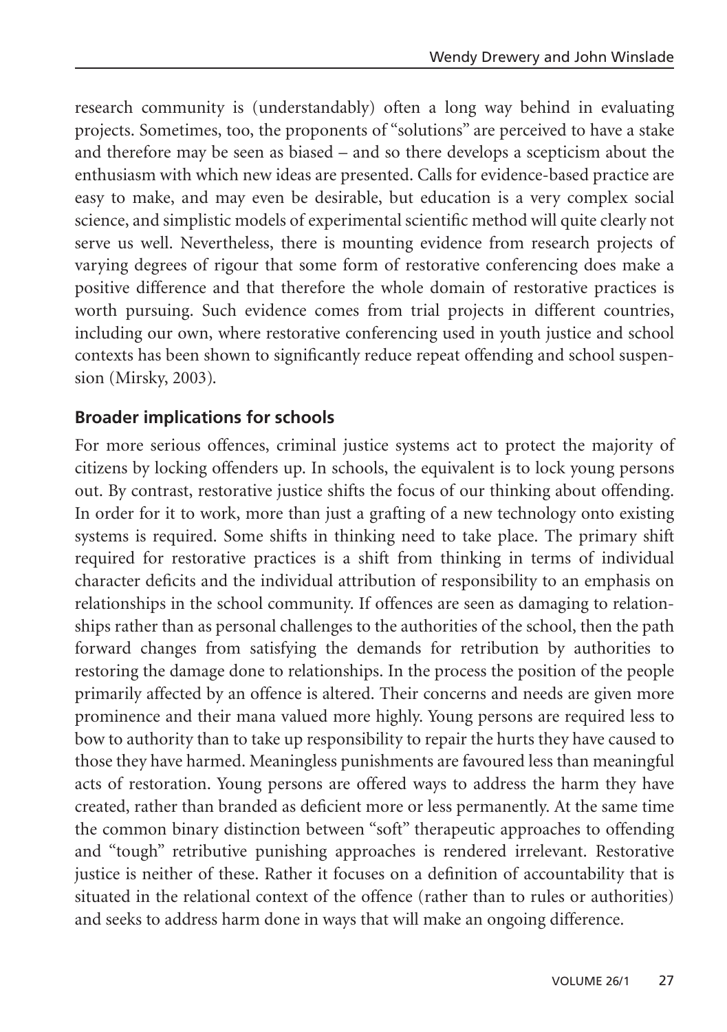research community is (understandably) often a long way behind in evaluating projects. Sometimes, too, the proponents of "solutions" are perceived to have a stake and therefore may be seen as biased – and so there develops a scepticism about the enthusiasm with which new ideas are presented. Calls for evidence-based practice are easy to make, and may even be desirable, but education is a very complex social science, and simplistic models of experimental scientific method will quite clearly not serve us well. Nevertheless, there is mounting evidence from research projects of varying degrees of rigour that some form of restorative conferencing does make a positive difference and that therefore the whole domain of restorative practices is worth pursuing. Such evidence comes from trial projects in different countries, including our own, where restorative conferencing used in youth justice and school contexts has been shown to significantly reduce repeat offending and school suspension (Mirsky, 2003).

## Broader implications for schools

For more serious offences, criminal justice systems act to protect the majority of citizens by locking offenders up. In schools, the equivalent is to lock young persons out. By contrast, restorative justice shifts the focus of our thinking about offending. In order for it to work, more than just a grafting of a new technology onto existing systems is required. Some shifts in thinking need to take place. The primary shift required for restorative practices is a shift from thinking in terms of individual character deficits and the individual attribution of responsibility to an emphasis on relationships in the school community. If offences are seen as damaging to relationships rather than as personal challenges to the authorities of the school, then the path forward changes from satisfying the demands for retribution by authorities to restoring the damage done to relationships. In the process the position of the people primarily affected by an offence is altered. Their concerns and needs are given more prominence and their mana valued more highly. Young persons are required less to bow to authority than to take up responsibility to repair the hurts they have caused to those they have harmed. Meaningless punishments are favoured less than meaningful acts of restoration. Young persons are offered ways to address the harm they have created, rather than branded as deficient more or less permanently. At the same time the common binary distinction between "soft" therapeutic approaches to offending and "tough" retributive punishing approaches is rendered irrelevant. Restorative justice is neither of these. Rather it focuses on a definition of accountability that is situated in the relational context of the offence (rather than to rules or authorities) and seeks to address harm done in ways that will make an ongoing difference.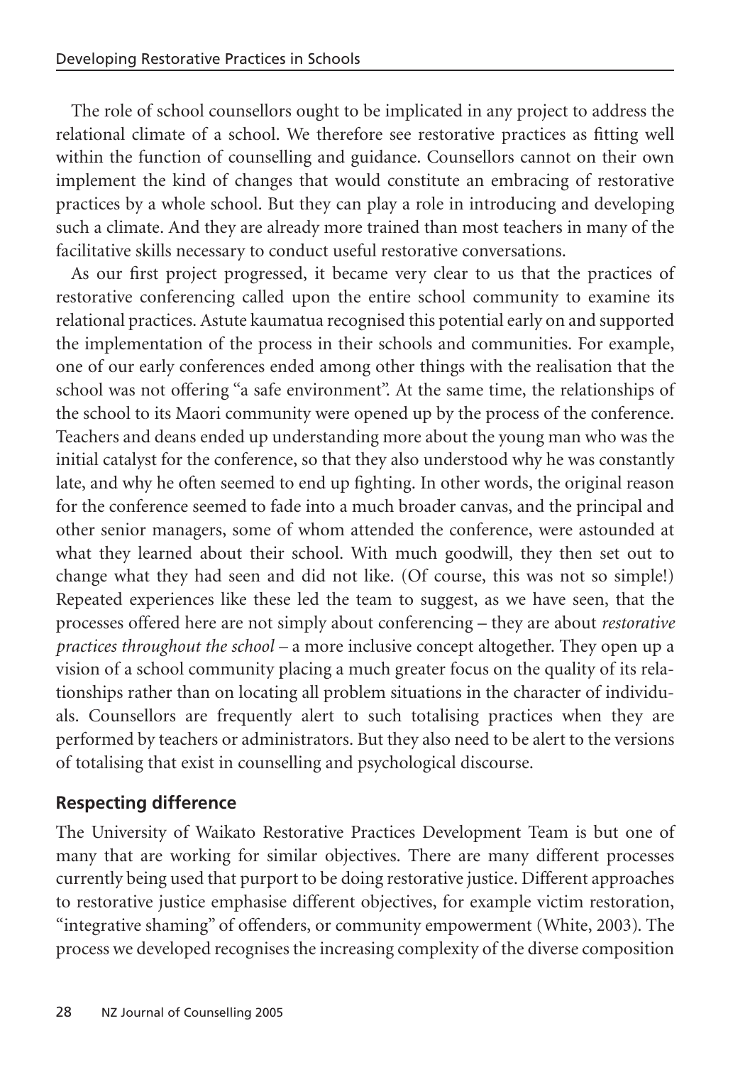The role of school counsellors ought to be implicated in any project to address the relational climate of a school. We therefore see restorative practices as fitting well within the function of counselling and guidance. Counsellors cannot on their own implement the kind of changes that would constitute an embracing of restorative practices by a whole school. But they can play a role in introducing and developing such a climate. And they are already more trained than most teachers in many of the facilitative skills necessary to conduct useful restorative conversations.

As our first project progressed, it became very clear to us that the practices of restorative conferencing called upon the entire school community to examine its relational practices. Astute kaumatua recognised this potential early on and supported the implementation of the process in their schools and communities. For example, one of our early conferences ended among other things with the realisation that the school was not offering "a safe environment". At the same time, the relationships of the school to its Maori community were opened up by the process of the conference. Teachers and deans ended up understanding more about the young man who was the initial catalyst for the conference, so that they also understood why he was constantly late, and why he often seemed to end up fighting. In other words, the original reason for the conference seemed to fade into a much broader canvas, and the principal and other senior managers, some of whom attended the conference, were astounded at what they learned about their school. With much goodwill, they then set out to change what they had seen and did not like. (Of course, this was not so simple!) Repeated experiences like these led the team to suggest, as we have seen, that the processes offered here are not simply about conferencing – they are about *restorative practices throughout the school* – a more inclusive concept altogether. They open up a vision of a school community placing a much greater focus on the quality of its relationships rather than on locating all problem situations in the character of individuals. Counsellors are frequently alert to such totalising practices when they are performed by teachers or administrators. But they also need to be alert to the versions of totalising that exist in counselling and psychological discourse.

## Respecting difference

The University of Waikato Restorative Practices Development Team is but one of many that are working for similar objectives. There are many different processes currently being used that purport to be doing restorative justice. Different approaches to restorative justice emphasise different objectives, for example victim restoration, "integrative shaming" of offenders, or community empowerment (White, 2003). The process we developed recognises the increasing complexity of the diverse composition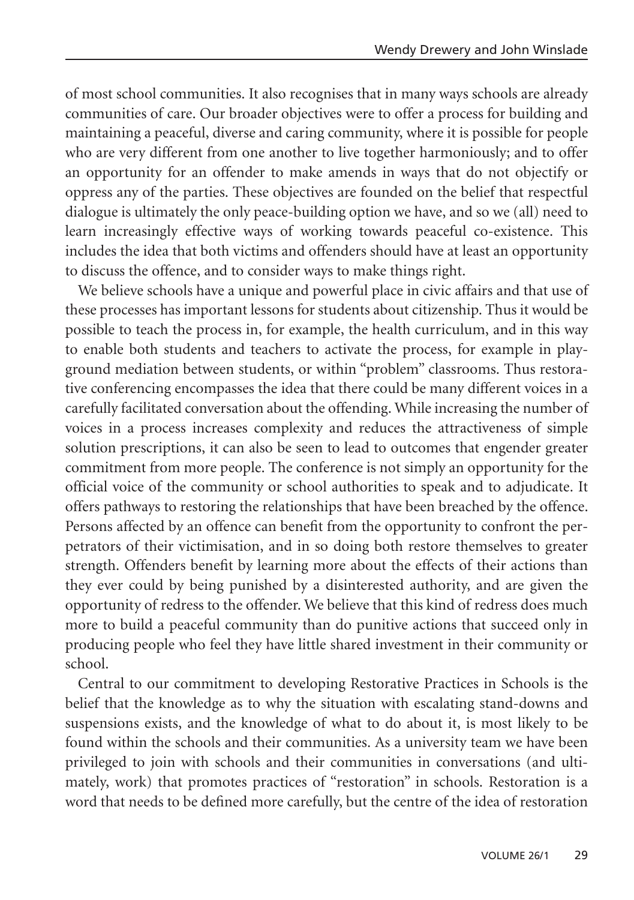of most school communities. It also recognises that in many ways schools are already communities of care. Our broader objectives were to offer a process for building and maintaining a peaceful, diverse and caring community, where it is possible for people who are very different from one another to live together harmoniously; and to offer an opportunity for an offender to make amends in ways that do not objectify or oppress any of the parties. These objectives are founded on the belief that respectful dialogue is ultimately the only peace-building option we have, and so we (all) need to learn increasingly effective ways of working towards peaceful co-existence. This includes the idea that both victims and offenders should have at least an opportunity to discuss the offence, and to consider ways to make things right.

We believe schools have a unique and powerful place in civic affairs and that use of these processes has important lessons for students about citizenship. Thus it would be possible to teach the process in, for example, the health curriculum, and in this way to enable both students and teachers to activate the process, for example in playground mediation between students, or within "problem" classrooms. Thus restorative conferencing encompasses the idea that there could be many different voices in a carefully facilitated conversation about the offending. While increasing the number of voices in a process increases complexity and reduces the attractiveness of simple solution prescriptions, it can also be seen to lead to outcomes that engender greater commitment from more people. The conference is not simply an opportunity for the official voice of the community or school authorities to speak and to adjudicate. It offers pathways to restoring the relationships that have been breached by the offence. Persons affected by an offence can benefit from the opportunity to confront the perpetrators of their victimisation, and in so doing both restore themselves to greater strength. Offenders benefit by learning more about the effects of their actions than they ever could by being punished by a disinterested authority, and are given the opportunity of redress to the offender. We believe that this kind of redress does much more to build a peaceful community than do punitive actions that succeed only in producing people who feel they have little shared investment in their community or school.

Central to our commitment to developing Restorative Practices in Schools is the belief that the knowledge as to why the situation with escalating stand-downs and suspensions exists, and the knowledge of what to do about it, is most likely to be found within the schools and their communities. As a university team we have been privileged to join with schools and their communities in conversations (and ultimately, work) that promotes practices of "restoration" in schools. Restoration is a word that needs to be defined more carefully, but the centre of the idea of restoration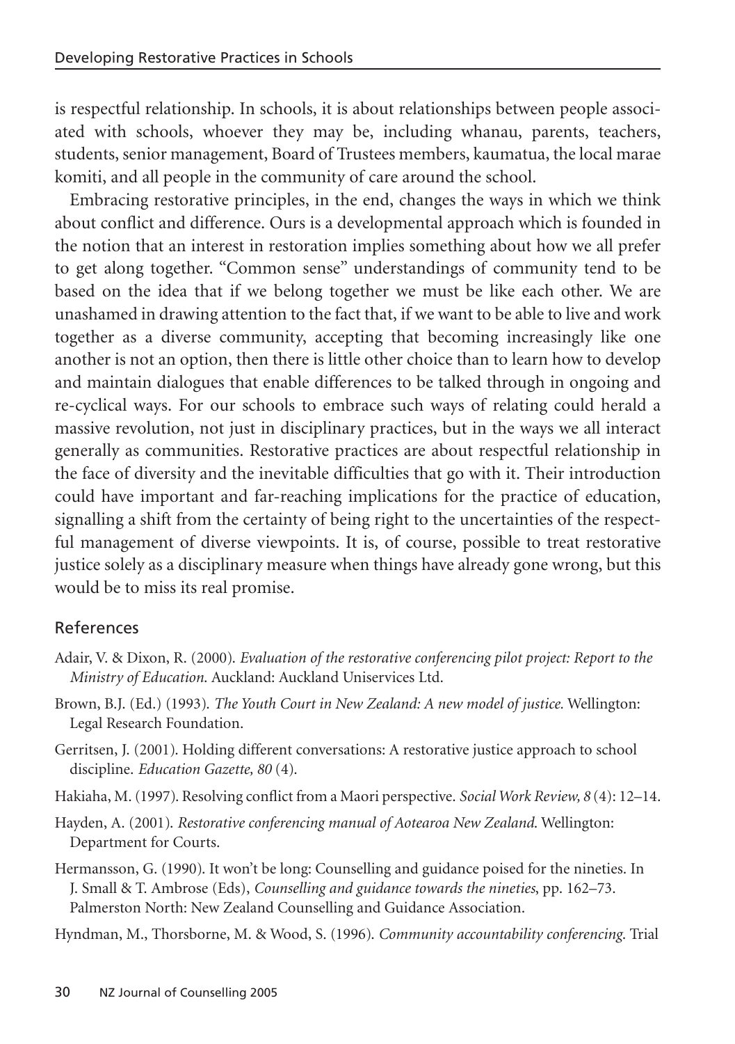is respectful relationship. In schools, it is about relationships between people associated with schools, whoever they may be, including whanau, parents, teachers, students, senior management, Board of Trustees members, kaumatua, the local marae komiti, and all people in the community of care around the school.

Embracing restorative principles, in the end, changes the ways in which we think about conflict and difference. Ours is a developmental approach which is founded in the notion that an interest in restoration implies something about how we all prefer to get along together. "Common sense" understandings of community tend to be based on the idea that if we belong together we must be like each other. We are unashamed in drawing attention to the fact that, if we want to be able to live and work together as a diverse community, accepting that becoming increasingly like one another is not an option, then there is little other choice than to learn how to develop and maintain dialogues that enable differences to be talked through in ongoing and re-cyclical ways. For our schools to embrace such ways of relating could herald a massive revolution, not just in disciplinary practices, but in the ways we all interact generally as communities. Restorative practices are about respectful relationship in the face of diversity and the inevitable difficulties that go with it. Their introduction could have important and far-reaching implications for the practice of education, signalling a shift from the certainty of being right to the uncertainties of the respectful management of diverse viewpoints. It is, of course, possible to treat restorative justice solely as a disciplinary measure when things have already gone wrong, but this would be to miss its real promise.

## References

Adair, V. & Dixon, R. (2000). *Evaluation of the restorative conferencing pilot project: Report to the Ministry of Education.* Auckland: Auckland Uniservices Ltd.

Brown, B.J. (Ed.) (1993). *The Youth Court in New Zealand: A new model of justice.* Wellington: Legal Research Foundation.

Gerritsen, J. (2001). Holding different conversations: A restorative justice approach to school discipline. *Education Gazette, 80* (4).

Hakiaha, M. (1997). Resolving conflict from a Maori perspective. *Social Work Review, 8* (4): 12–14.

Hayden, A. (2001). *Restorative conferencing manual of Aotearoa New Zealand.* Wellington: Department for Courts.

Hermansson, G. (1990). It won't be long: Counselling and guidance poised for the nineties. In J. Small & T. Ambrose (Eds), *Counselling and guidance towards the nineties*, pp. 162–73. Palmerston North: New Zealand Counselling and Guidance Association.

Hyndman, M., Thorsborne, M. & Wood, S. (1996). *Community accountability conferencing.* Trial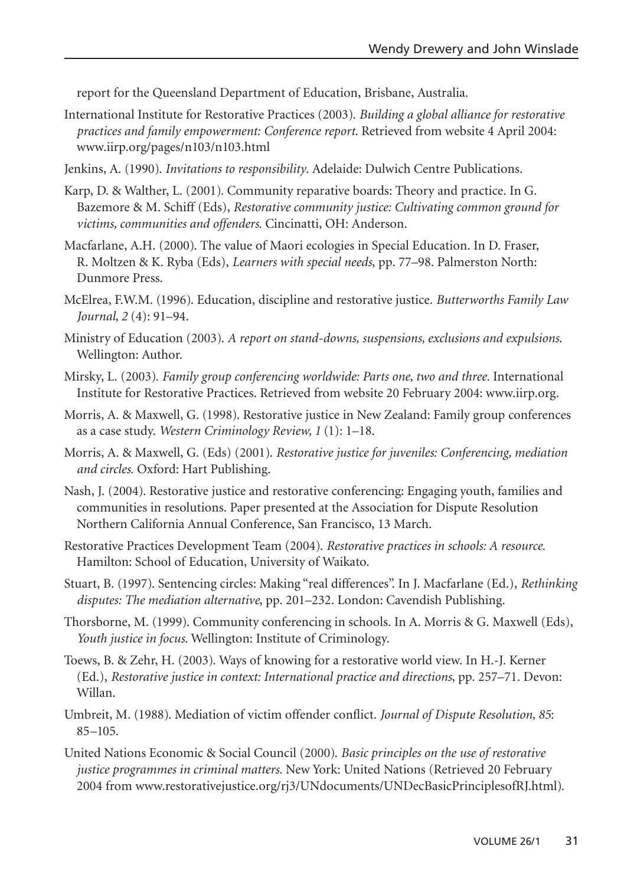report for the Queensland Department of Education, Brisbane, Australia.

International Institute for Restorative Practices (2003). *Building a global alliance for restorative practices and family empowerment: Conference report*. Retrieved from website 4 April 2004: www.iirp.org/pages/n103/n103.html

Jenkins, A. (1990). *Invitations to responsibility*. Adelaide: Dulwich Centre Publications.

Karp, D. & Walther, L. (2001). Community reparative boards: Theory and practice. In G. Bazemore & M. Schiff (Eds), *Restorative community justice: Cultivating common ground for victims, communities and offenders*. Cincinatti, OH: Anderson.

Macfarlane, A.H. (2000). The value of Maori ecologies in Special Education. In D. Fraser, R. Moltzen & K. Ryba (Eds), *Learners with special needs*, pp. 77–98. Palmerston North: Dunmore Press.

McElrea, F.W.M. (1996). Education, discipline and restorative justice. *Butterworths Family Law Journal, 2* (4): 91–94.

Ministry of Education (2003). *A report on stand-downs, suspensions, exclusions and expulsions*. Wellington: Author.

Mirsky, L. (2003). *Family group conferencing worldwide: Parts one, two and three*. International Institute for Restorative Practices. Retrieved from website 20 February 2004: www.iirp.org.

Morris, A. & Maxwell, G. (1998). Restorative justice in New Zealand: Family group conferences as a case study. *Western Criminology Review, 1* (1): 1–18.

Morris, A. & Maxwell, G. (Eds) (2001). *Restorative justice for juveniles: Conferencing, mediation and circles*. Oxford: Hart Publishing.

Nash, J. (2004). Restorative justice and restorative conferencing: Engaging youth, families and communities in resolutions. Paper presented at the Association for Dispute Resolution Northern California Annual Conference, San Francisco, 13 March.

Restorative Practices Development Team (2004). *Restorative practices in schools: A resource*. Hamilton: School of Education, University of Waikato.

Stuart, B. (1997). Sentencing circles: Making "real differences". In J. Macfarlane (Ed.), *Rethinking disputes: The mediation alternative*, pp. 201–232. London: Cavendish Publishing.

Thorsborne, M. (1999). Community conferencing in schools. In A. Morris & G. Maxwell (Eds), *Youth justice in focus*. Wellington: Institute of Criminology.

Toews, B. & Zehr, H. (2003). Ways of knowing for a restorative world view. In H.-J. Kerner (Ed.), *Restorative justice in context: International practice and directions*, pp. 257–71. Devon: Willan.

Umbreit, M. (1988). Mediation of victim offender conflict. *Journal of Dispute Resolution, 85*: 85–105.

United Nations Economic & Social Council (2000). *Basic principles on the use of restorative justice programmes in criminal matters*. New York: United Nations (Retrieved 20 February 2004 from www.restorativejustice.org/rj3/UNdocuments/UNDecBasicPrinciplesofRJ.html).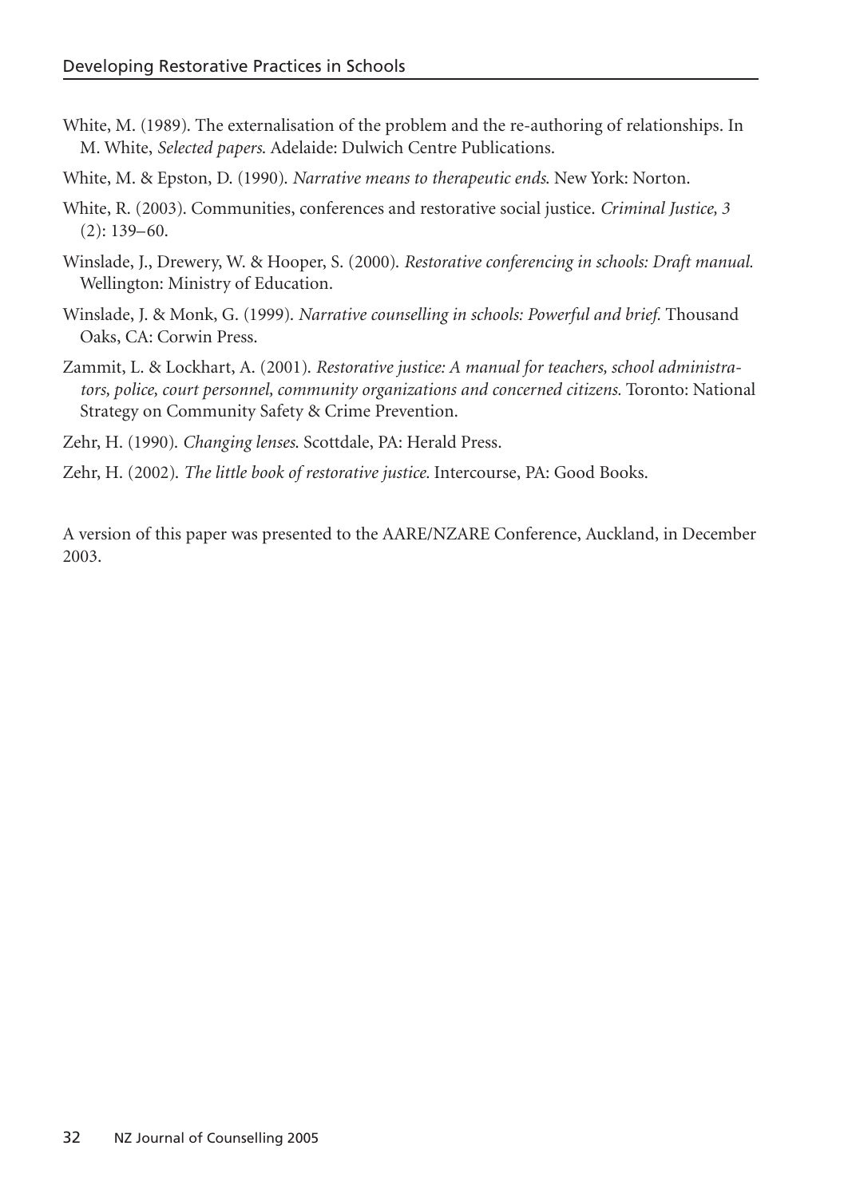White, M. (1989). The externalisation of the problem and the re-authoring of relationships. In M. White, *Selected papers.* Adelaide: Dulwich Centre Publications.

White, M. & Epston, D. (1990). *Narrative means to therapeutic ends.* New York: Norton.

White, R. (2003). Communities, conferences and restorative social justice. *Criminal Justice, 3* (2): 139–60.

Winslade, J., Drewery, W. & Hooper, S. (2000). *Restorative conferencing in schools: Draft manual.* Wellington: Ministry of Education.

Winslade, J. & Monk, G. (1999). *Narrative counselling in schools: Powerful and brief.* Thousand Oaks, CA: Corwin Press.

Zammit, L. & Lockhart, A. (2001). *Restorative justice: A manual for teachers, school administrators, police, court personnel, community organizations and concerned citizens.* Toronto: National Strategy on Community Safety & Crime Prevention.

Zehr, H. (1990). *Changing lenses.* Scottdale, PA: Herald Press.

Zehr, H. (2002). *The little book of restorative justice.* Intercourse, PA: Good Books.

A version of this paper was presented to the AARE/NZARE Conference, Auckland, in December 2003.